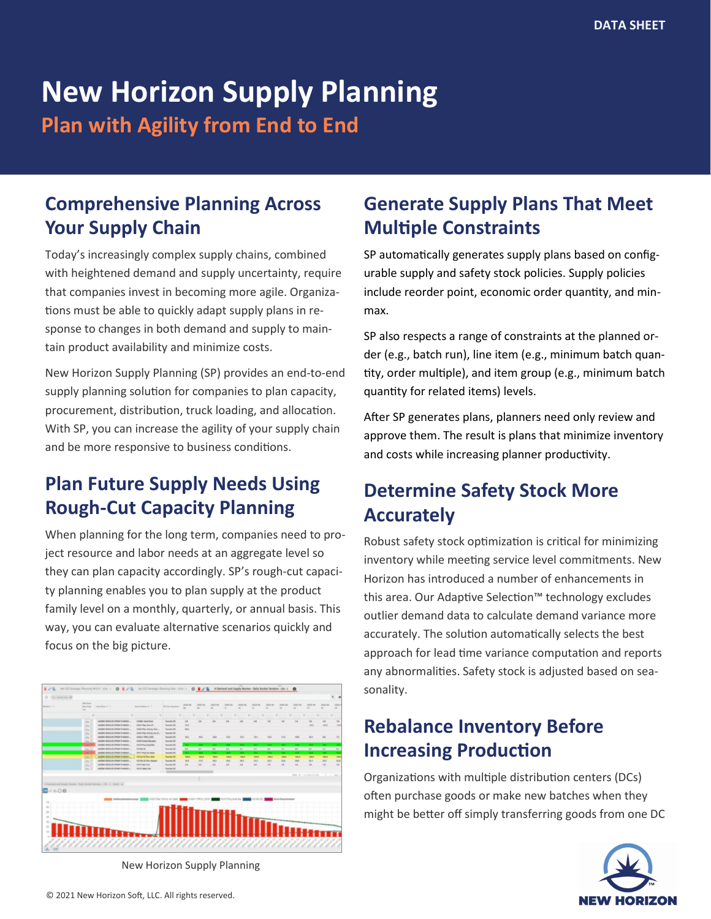DATA SHEET

# New Horizon Supply Planning

## Plan with Agility from End to End

## Comprehensive Planning Across Your Supply Chain

Today's increasingly complex supply chains, combined with heightened demand and supply uncertainty, require that companies invest in becoming more agile. Organizations must be able to quickly adapt supply plans in response to changes in both demand and supply to maintain product availability and minimize costs.

New Horizon Supply Planning (SP) provides an end-to-end supply planning solution for companies to plan capacity, procurement, distribution, truck loading, and allocation. With SP, you can increase the agility of your supply chain and be more responsive to business conditions.

## Plan Future Supply Needs Using Rough-Cut Capacity Planning

When planning for the long term, companies need to project resource and labor needs at an aggregate level so they can plan capacity accordingly. SP's rough-cut capacity planning enables you to plan supply at the product family level on a monthly, quarterly, or annual basis. This way, you can evaluate alternative scenarios quickly and focus on the big picture.

New Horizon Supply Planning

## Generate Supply Plans That Meet Multiple Constraints

SP automatically generates supply plans based on configurable supply and safety stock policies. Supply policies include reorder point, economic order quantity, and min-max.

SP also respects a range of constraints at the planned order (e.g., batch run), line item (e.g., minimum batch quantity, order multiple), and item group (e.g., minimum batch quantity for related items) levels.

After SP generates plans, planners need only review and approve them. The result is plans that minimize inventory and costs while increasing planner productivity.

## Determine Safety Stock More Accurately

Robust safety stock optimization is critical for minimizing inventory while meeting service level commitments. New Horizon has introduced a number of enhancements in this area. Our Adaptive Selection™ technology excludes outlier demand data to calculate demand variance more accurately. The solution automatically selects the best approach for lead time variance computation and reports any abnormalities. Safety stock is adjusted based on seasonality.

## Rebalance Inventory Before Increasing Production

Organizations with multiple distribution centers (DCs) often purchase goods or make new batches when they might be better off simply transferring goods from one DC

© 2021 New Horizon Soft, LLC. All rights reserved.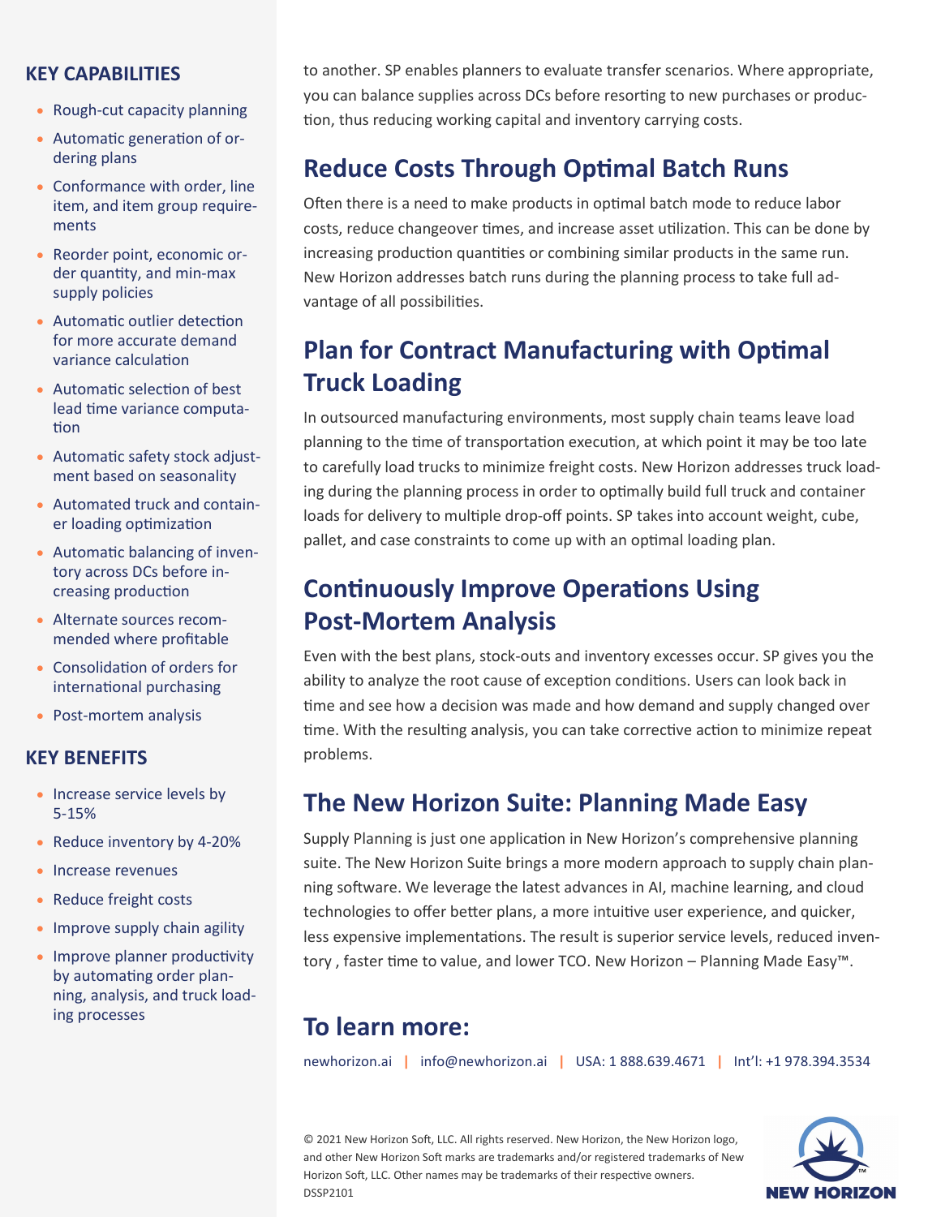## KEY CAPABILITIES

- Rough-cut capacity planning
- Automatic generation of ordering plans
- Conformance with order, line item, and item group requirements
- Reorder point, economic order quantity, and min-max supply policies
- Automatic outlier detection for more accurate demand variance calculation
- Automatic selection of best lead time variance computation
- Automatic safety stock adjustment based on seasonality
- Automated truck and container loading optimization
- Automatic balancing of inventory across DCs before increasing production
- Alternate sources recommended where profitable
- Consolidation of orders for international purchasing
- Post-mortem analysis

## KEY BENEFITS

- Increase service levels by 5-15%
- Reduce inventory by 4-20%
- Increase revenues
- Reduce freight costs
- Improve supply chain agility
- Improve planner productivity by automating order planning, analysis, and truck loading processes

to another. SP enables planners to evaluate transfer scenarios. Where appropriate, you can balance supplies across DCs before resorting to new purchases or production, thus reducing working capital and inventory carrying costs.

## Reduce Costs Through Optimal Batch Runs

Often there is a need to make products in optimal batch mode to reduce labor costs, reduce changeover times, and increase asset utilization. This can be done by increasing production quantities or combining similar products in the same run. New Horizon addresses batch runs during the planning process to take full advantage of all possibilities.

## Plan for Contract Manufacturing with Optimal Truck Loading

In outsourced manufacturing environments, most supply chain teams leave load planning to the time of transportation execution, at which point it may be too late to carefully load trucks to minimize freight costs. New Horizon addresses truck loading during the planning process in order to optimally build full truck and container loads for delivery to multiple drop-off points. SP takes into account weight, cube, pallet, and case constraints to come up with an optimal loading plan.

## Continuously Improve Operations Using Post-Mortem Analysis

Even with the best plans, stock-outs and inventory excesses occur. SP gives you the ability to analyze the root cause of exception conditions. Users can look back in time and see how a decision was made and how demand and supply changed over time. With the resulting analysis, you can take corrective action to minimize repeat problems.

## The New Horizon Suite: Planning Made Easy

Supply Planning is just one application in New Horizon's comprehensive planning suite. The New Horizon Suite brings a more modern approach to supply chain planning software. We leverage the latest advances in AI, machine learning, and cloud technologies to offer better plans, a more intuitive user experience, and quicker, less expensive implementations. The result is superior service levels, reduced inventory , faster time to value, and lower TCO. New Horizon – Planning Made Easy™.

## To learn more:

newhorizon.ai | info@newhorizon.ai | USA: 1 888.639.4671 | Int'l: +1 978.394.3534

© 2021 New Horizon Soft, LLC. All rights reserved. New Horizon, the New Horizon logo, and other New Horizon Soft marks are trademarks and/or registered trademarks of New Horizon Soft, LLC. Other names may be trademarks of their respective owners.
DSSP2101

NEW HORIZON